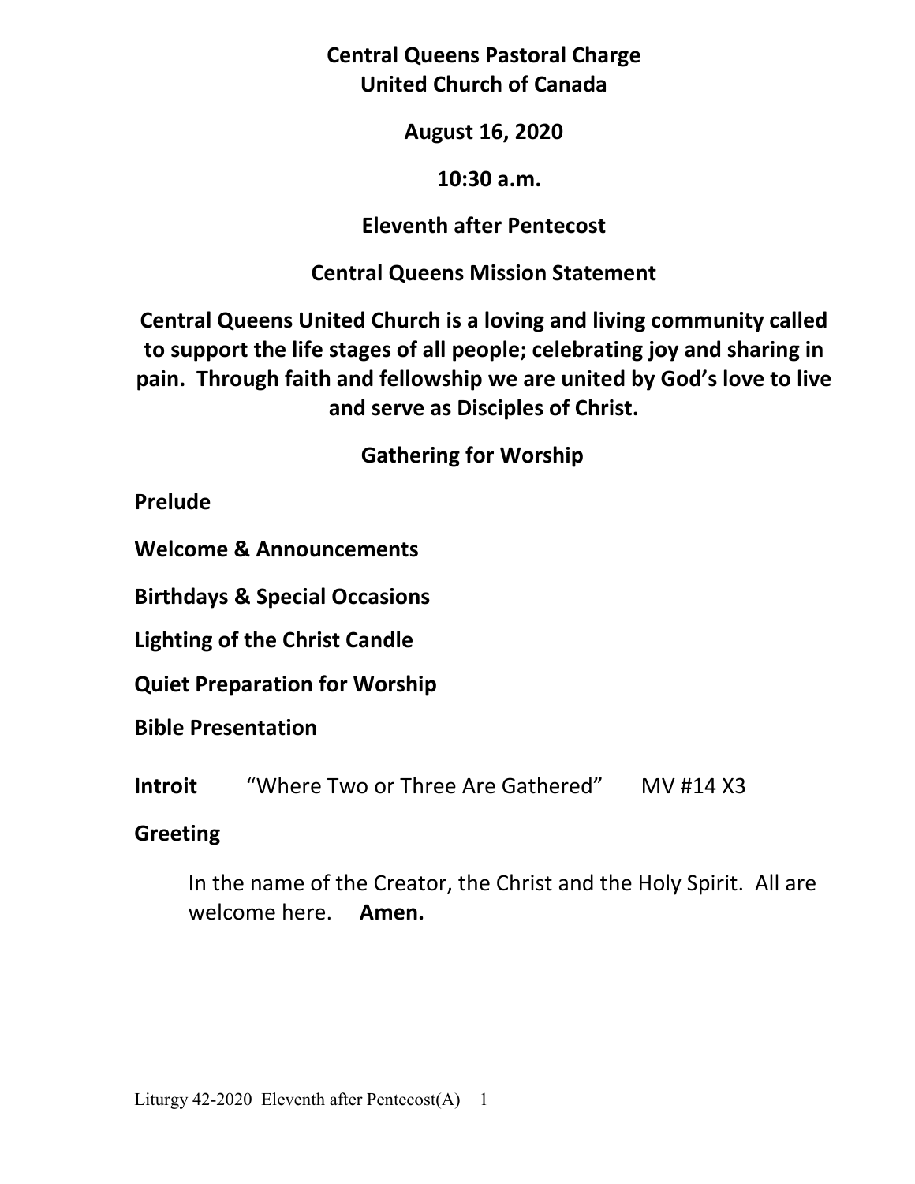# Central Queens Pastoral Charge
# United Church of Canada

## August 16, 2020

## 10:30 a.m.

## Eleventh after Pentecost

## Central Queens Mission Statement

**Central Queens United Church is a loving and living community called to support the life stages of all people; celebrating joy and sharing in pain. Through faith and fellowship we are united by God's love to live and serve as Disciples of Christ.**

## Gathering for Worship

**Prelude**

**Welcome & Announcements**

**Birthdays & Special Occasions**

**Lighting of the Christ Candle**

**Quiet Preparation for Worship**

**Bible Presentation**

**Introit** "Where Two or Three Are Gathered" MV #14 X3

**Greeting**

In the name of the Creator, the Christ and the Holy Spirit. All are welcome here. **Amen.**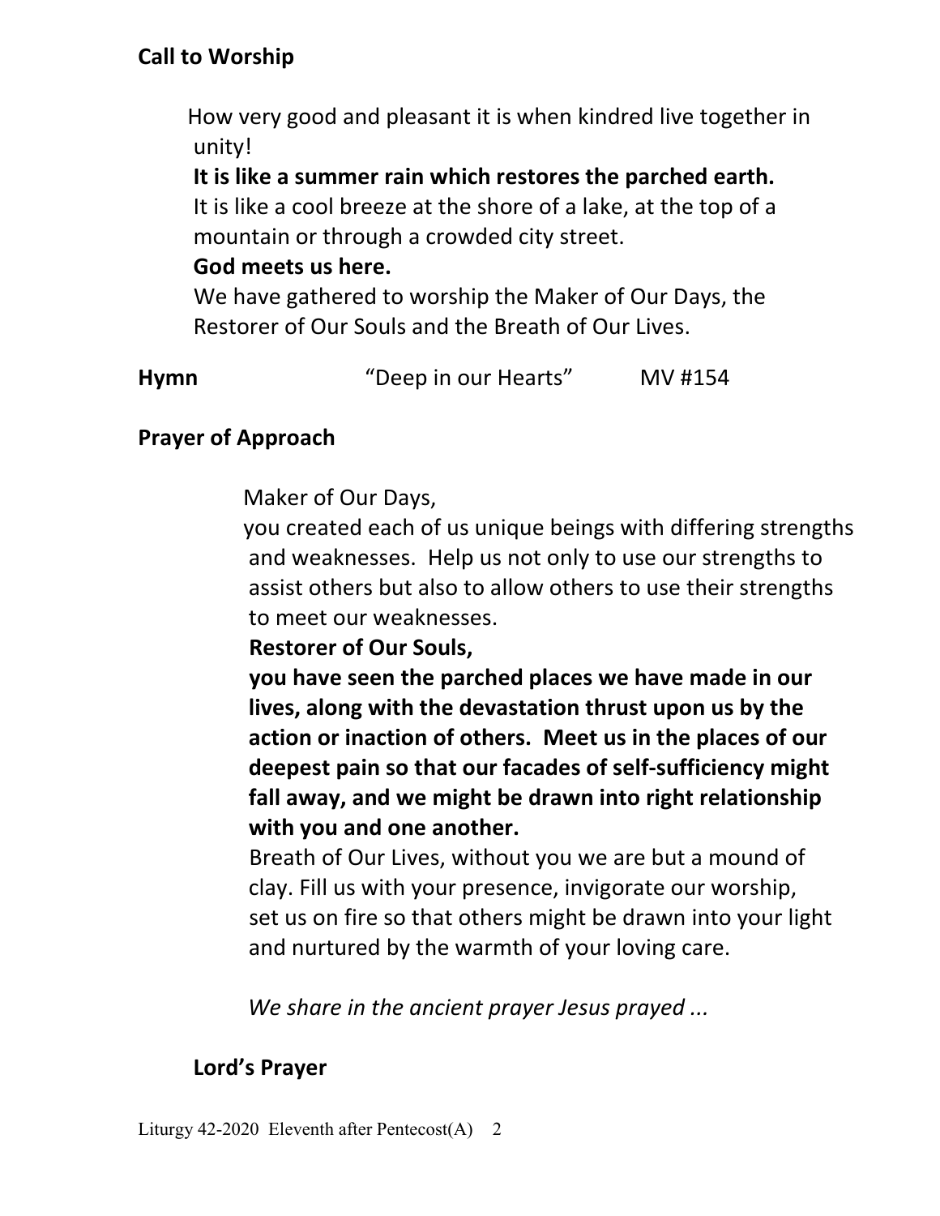## Call to Worship

How very good and pleasant it is when kindred live together in unity!

**It is like a summer rain which restores the parched earth.**

It is like a cool breeze at the shore of a lake, at the top of a mountain or through a crowded city street.

**God meets us here.**

We have gathered to worship the Maker of Our Days, the Restorer of Our Souls and the Breath of Our Lives.

**Hymn** "Deep in our Hearts" MV #154

## Prayer of Approach

Maker of Our Days,

you created each of us unique beings with differing strengths and weaknesses. Help us not only to use our strengths to assist others but also to allow others to use their strengths to meet our weaknesses.

**Restorer of Our Souls,**

**you have seen the parched places we have made in our lives, along with the devastation thrust upon us by the action or inaction of others. Meet us in the places of our deepest pain so that our facades of self-sufficiency might fall away, and we might be drawn into right relationship with you and one another.**

Breath of Our Lives, without you we are but a mound of clay. Fill us with your presence, invigorate our worship, set us on fire so that others might be drawn into your light and nurtured by the warmth of your loving care.

*We share in the ancient prayer Jesus prayed ...*

### Lord's Prayer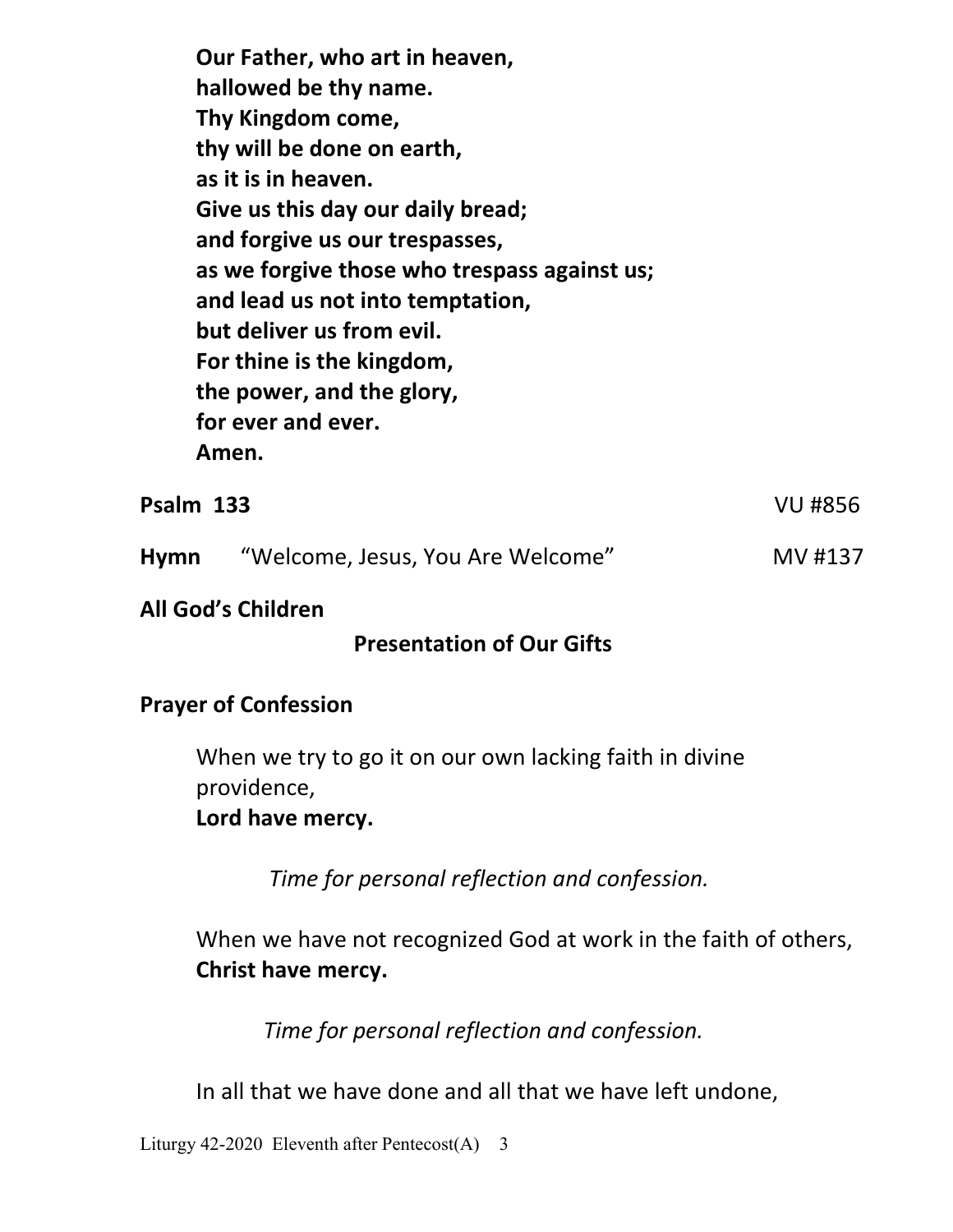**Our Father, who art in heaven,**
**hallowed be thy name.**
**Thy Kingdom come,**
**thy will be done on earth,**
**as it is in heaven.**
**Give us this day our daily bread;**
**and forgive us our trespasses,**
**as we forgive those who trespass against us;**
**and lead us not into temptation,**
**but deliver us from evil.**
**For thine is the kingdom,**
**the power, and the glory,**
**for ever and ever.**
**Amen.**

**Psalm 133** VU #856

**Hymn** "Welcome, Jesus, You Are Welcome" MV #137

**All God's Children**

**Presentation of Our Gifts**

**Prayer of Confession**

When we try to go it on our own lacking faith in divine providence,
**Lord have mercy.**

*Time for personal reflection and confession.*

When we have not recognized God at work in the faith of others,
**Christ have mercy.**

*Time for personal reflection and confession.*

In all that we have done and all that we have left undone,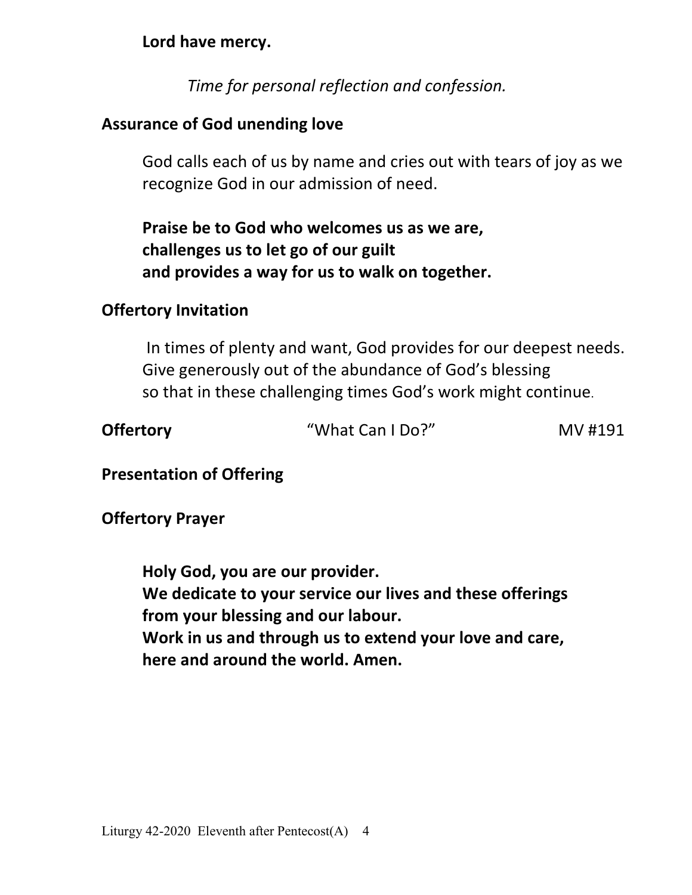**Lord have mercy.**

*Time for personal reflection and confession.*

**Assurance of God unending love**

God calls each of us by name and cries out with tears of joy as we recognize God in our admission of need.

**Praise be to God who welcomes us as we are,**
**challenges us to let go of our guilt**
**and provides a way for us to walk on together.**

**Offertory Invitation**

In times of plenty and want, God provides for our deepest needs.
Give generously out of the abundance of God's blessing
so that in these challenging times God's work might continue.

**Offertory** "What Can I Do?" MV #191

**Presentation of Offering**

**Offertory Prayer**

**Holy God, you are our provider.**
**We dedicate to your service our lives and these offerings**
**from your blessing and our labour.**
**Work in us and through us to extend your love and care,**
**here and around the world. Amen.**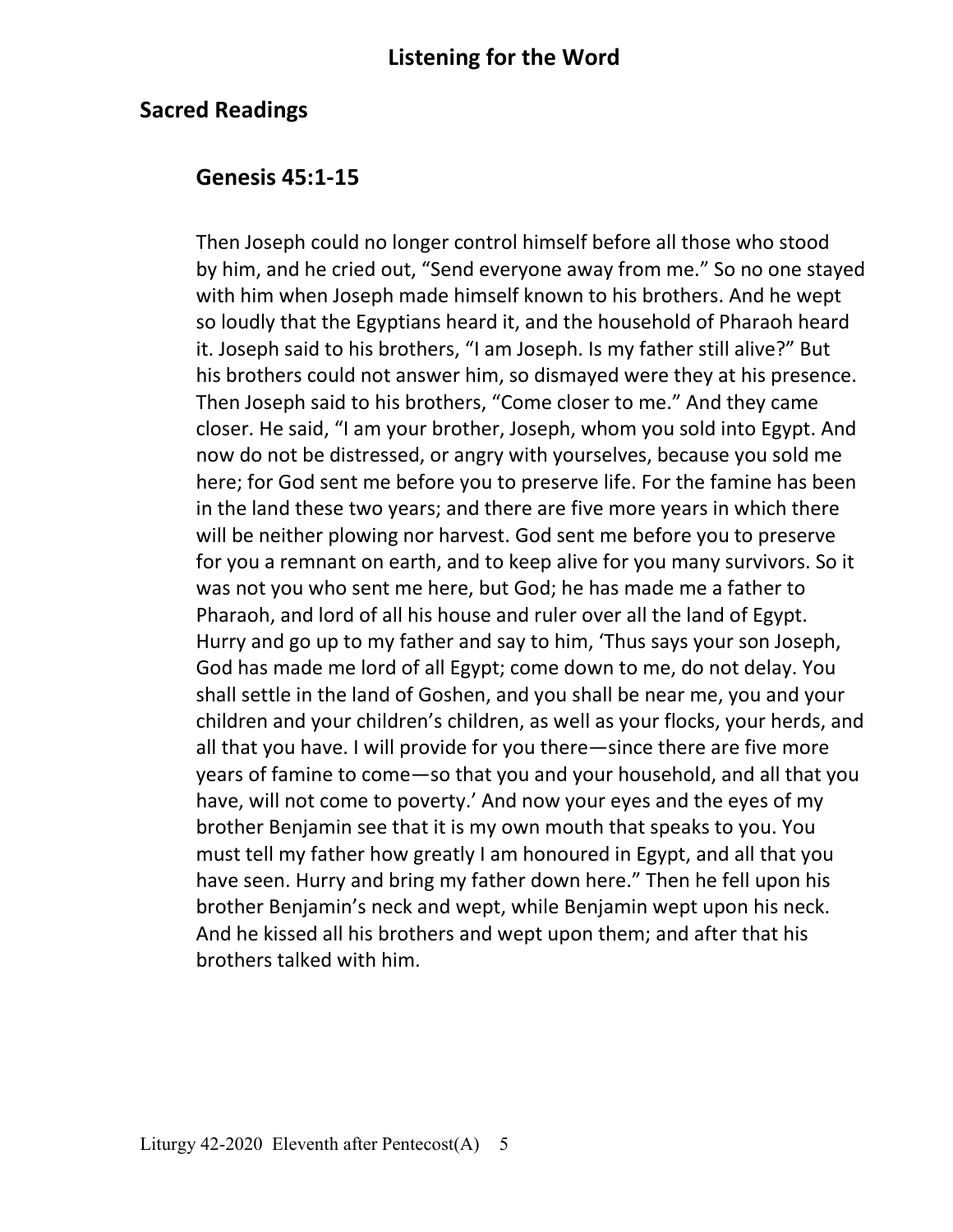## Listening for the Word

### Sacred Readings

### Genesis 45:1-15

Then Joseph could no longer control himself before all those who stood by him, and he cried out, "Send everyone away from me." So no one stayed with him when Joseph made himself known to his brothers. And he wept so loudly that the Egyptians heard it, and the household of Pharaoh heard it. Joseph said to his brothers, "I am Joseph. Is my father still alive?" But his brothers could not answer him, so dismayed were they at his presence. Then Joseph said to his brothers, "Come closer to me." And they came closer. He said, "I am your brother, Joseph, whom you sold into Egypt. And now do not be distressed, or angry with yourselves, because you sold me here; for God sent me before you to preserve life. For the famine has been in the land these two years; and there are five more years in which there will be neither plowing nor harvest. God sent me before you to preserve for you a remnant on earth, and to keep alive for you many survivors. So it was not you who sent me here, but God; he has made me a father to Pharaoh, and lord of all his house and ruler over all the land of Egypt. Hurry and go up to my father and say to him, 'Thus says your son Joseph, God has made me lord of all Egypt; come down to me, do not delay. You shall settle in the land of Goshen, and you shall be near me, you and your children and your children's children, as well as your flocks, your herds, and all that you have. I will provide for you there—since there are five more years of famine to come—so that you and your household, and all that you have, will not come to poverty.' And now your eyes and the eyes of my brother Benjamin see that it is my own mouth that speaks to you. You must tell my father how greatly I am honoured in Egypt, and all that you have seen. Hurry and bring my father down here." Then he fell upon his brother Benjamin's neck and wept, while Benjamin wept upon his neck. And he kissed all his brothers and wept upon them; and after that his brothers talked with him.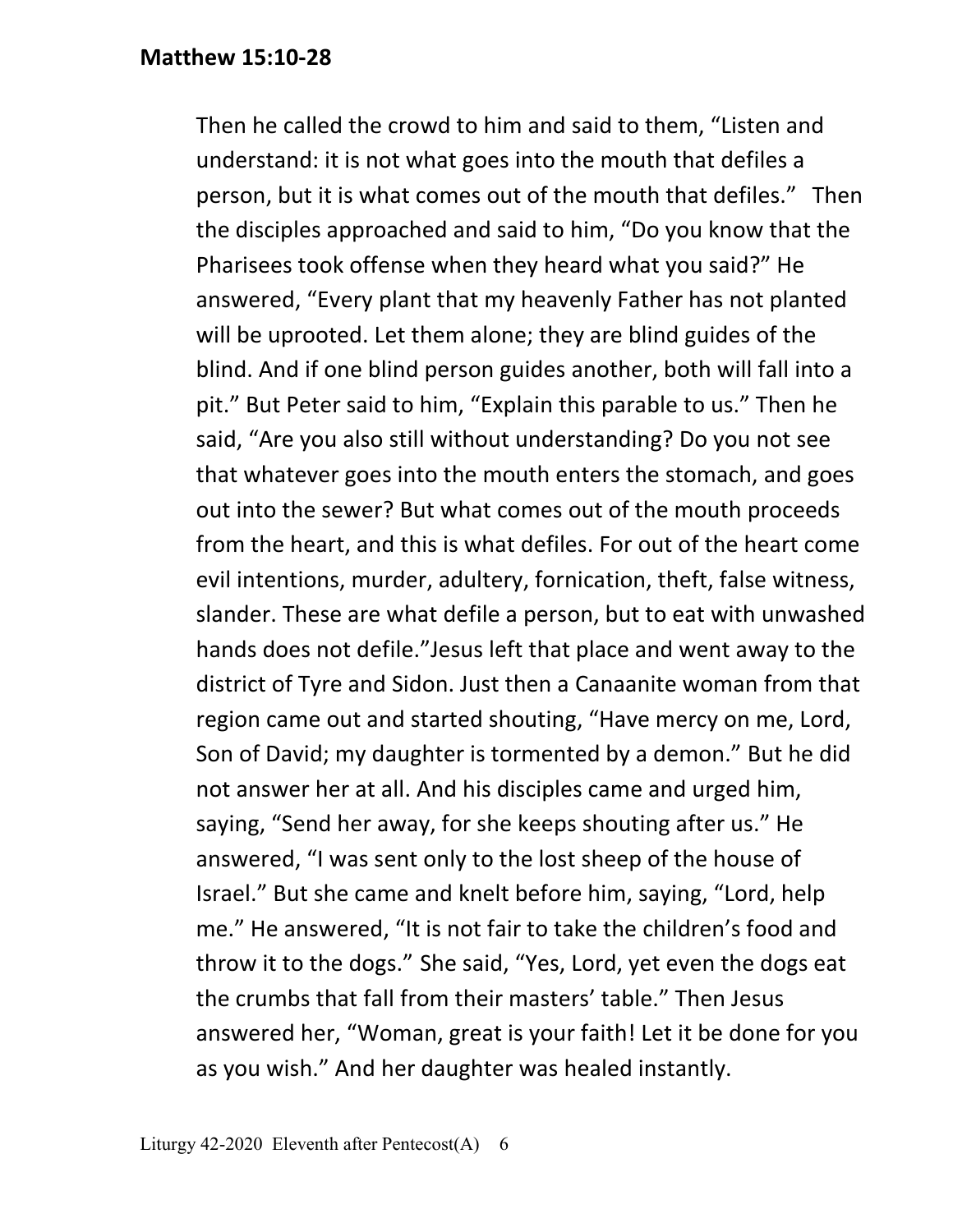**Matthew 15:10-28**

Then he called the crowd to him and said to them, “Listen and understand: it is not what goes into the mouth that defiles a person, but it is what comes out of the mouth that defiles.” Then the disciples approached and said to him, “Do you know that the Pharisees took offense when they heard what you said?” He answered, “Every plant that my heavenly Father has not planted will be uprooted. Let them alone; they are blind guides of the blind. And if one blind person guides another, both will fall into a pit.” But Peter said to him, “Explain this parable to us.” Then he said, “Are you also still without understanding? Do you not see that whatever goes into the mouth enters the stomach, and goes out into the sewer? But what comes out of the mouth proceeds from the heart, and this is what defiles. For out of the heart come evil intentions, murder, adultery, fornication, theft, false witness, slander. These are what defile a person, but to eat with unwashed hands does not defile.”Jesus left that place and went away to the district of Tyre and Sidon. Just then a Canaanite woman from that region came out and started shouting, “Have mercy on me, Lord, Son of David; my daughter is tormented by a demon.” But he did not answer her at all. And his disciples came and urged him, saying, “Send her away, for she keeps shouting after us.” He answered, “I was sent only to the lost sheep of the house of Israel.” But she came and knelt before him, saying, “Lord, help me.” He answered, “It is not fair to take the children’s food and throw it to the dogs.” She said, “Yes, Lord, yet even the dogs eat the crumbs that fall from their masters’ table.” Then Jesus answered her, “Woman, great is your faith! Let it be done for you as you wish.” And her daughter was healed instantly.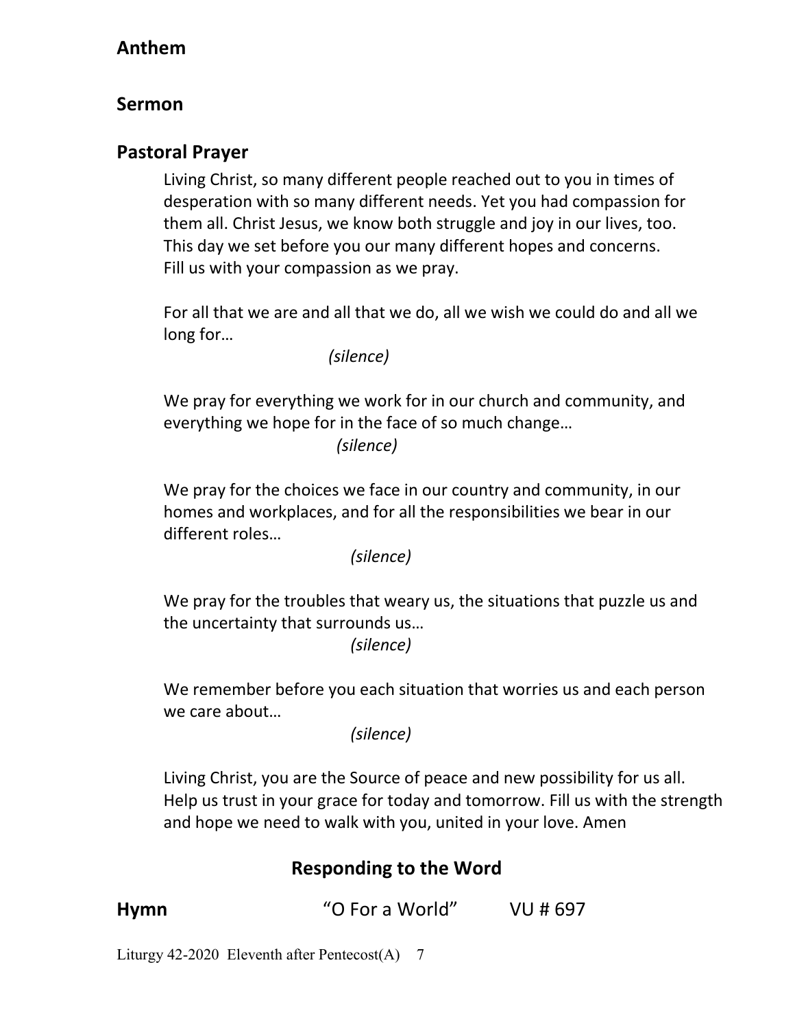## Anthem

## Sermon

## Pastoral Prayer

Living Christ, so many different people reached out to you in times of desperation with so many different needs. Yet you had compassion for them all. Christ Jesus, we know both struggle and joy in our lives, too. This day we set before you our many different hopes and concerns. Fill us with your compassion as we pray.

For all that we are and all that we do, all we wish we could do and all we long for…

*(silence)*

We pray for everything we work for in our church and community, and everything we hope for in the face of so much change…

*(silence)*

We pray for the choices we face in our country and community, in our homes and workplaces, and for all the responsibilities we bear in our different roles…

*(silence)*

We pray for the troubles that weary us, the situations that puzzle us and the uncertainty that surrounds us…

*(silence)*

We remember before you each situation that worries us and each person we care about…

*(silence)*

Living Christ, you are the Source of peace and new possibility for us all. Help us trust in your grace for today and tomorrow. Fill us with the strength and hope we need to walk with you, united in your love. Amen

## Responding to the Word

**Hymn** "O For a World" VU # 697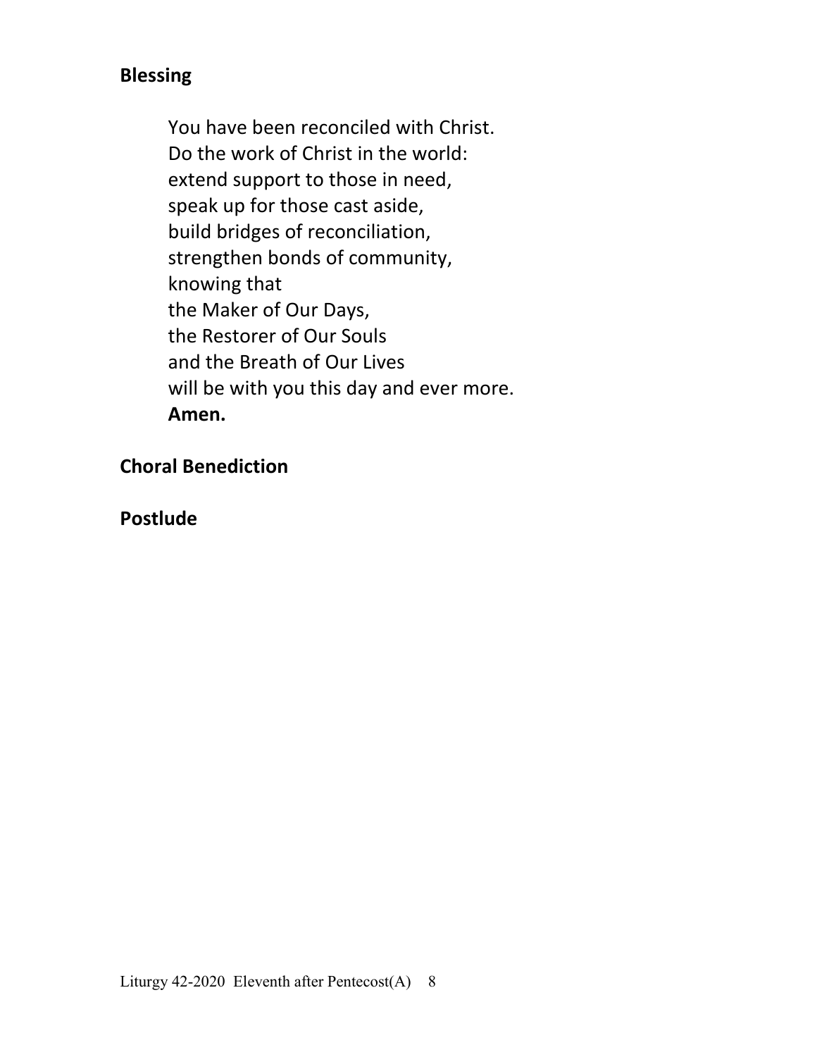**Blessing**

You have been reconciled with Christ.
Do the work of Christ in the world:
extend support to those in need,
speak up for those cast aside,
build bridges of reconciliation,
strengthen bonds of community,
knowing that
the Maker of Our Days,
the Restorer of Our Souls
and the Breath of Our Lives
will be with you this day and ever more.
**Amen.**

**Choral Benediction**

**Postlude**